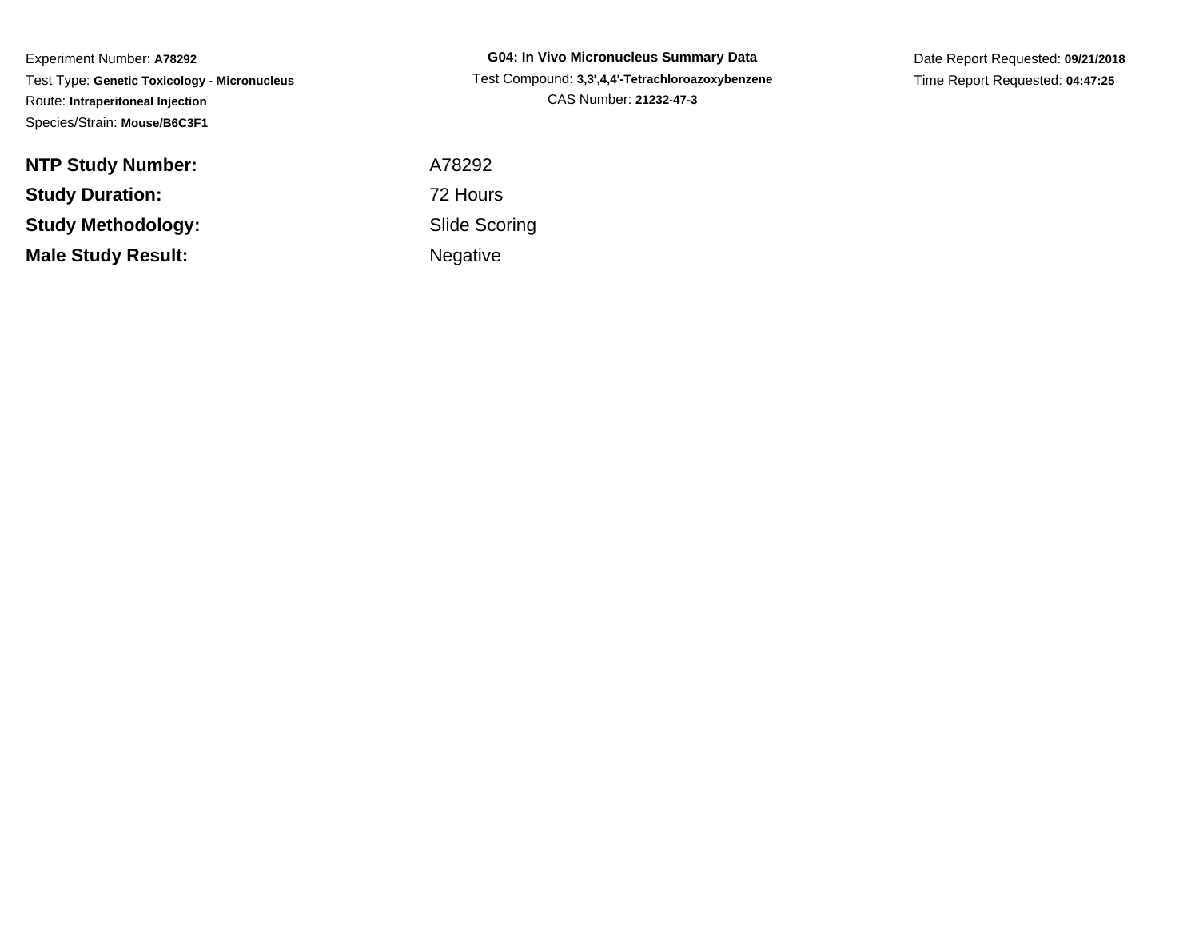Experiment Number: **A78292**
Test Type: **Genetic Toxicology - Micronucleus**
Route: **Intraperitoneal Injection**
Species/Strain: **Mouse/B6C3F1**

**G04: In Vivo Micronucleus Summary Data**
Test Compound: **3,3',4,4'-Tetrachloroazoxybenzene**
CAS Number: **21232-47-3**

Date Report Requested: **09/21/2018**
Time Report Requested: **04:47:25**

| | |
|---|---|
| **NTP Study Number:** | A78292 |
| **Study Duration:** | 72 Hours |
| **Study Methodology:** | Slide Scoring |
| **Male Study Result:** | Negative |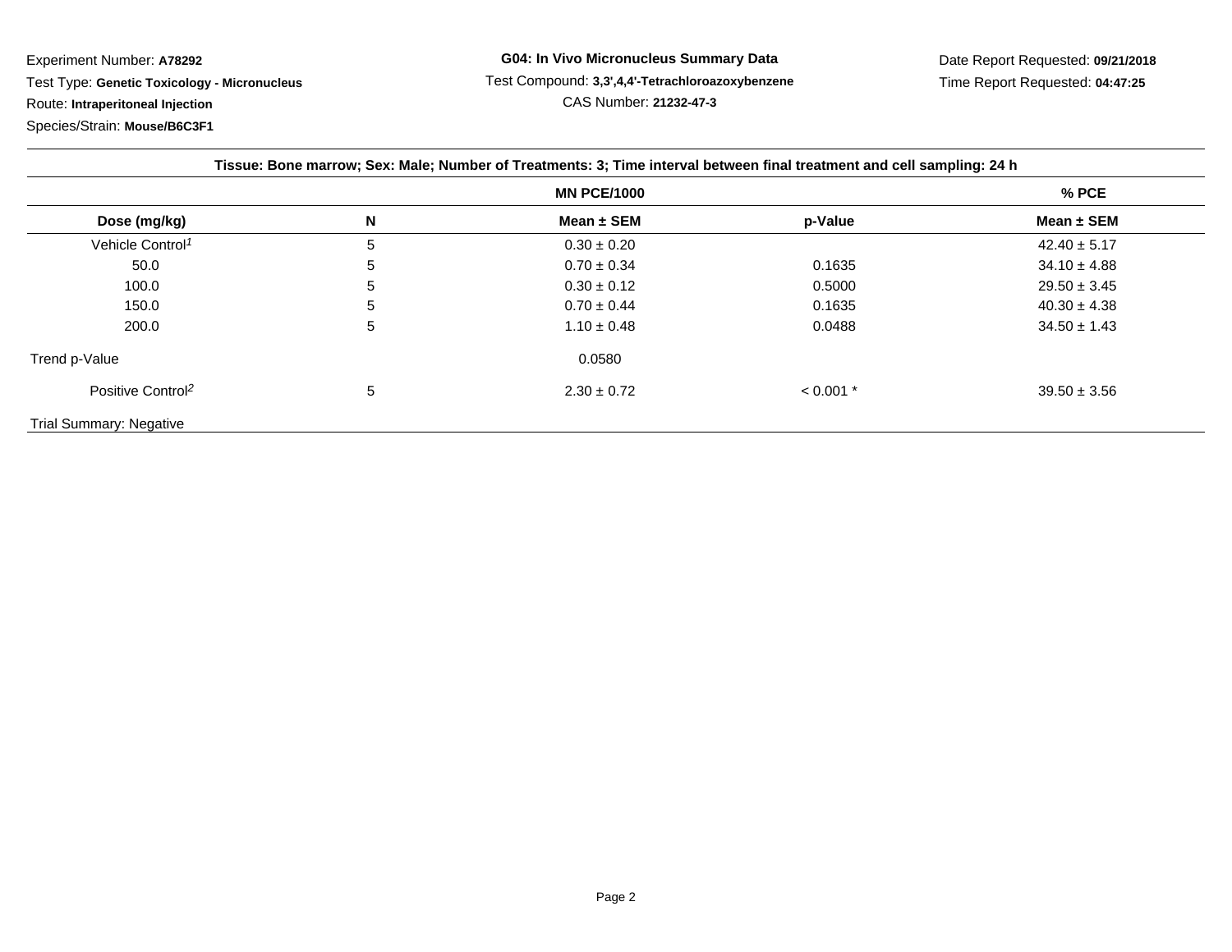Experiment Number: **A78292**

Test Type: **Genetic Toxicology - Micronucleus**

Route: **Intraperitoneal Injection**

Species/Strain: **Mouse/B6C3F1**

**G04: In Vivo Micronucleus Summary Data**

Test Compound: **3,3',4,4'-Tetrachloroazoxybenzene**

CAS Number: **21232-47-3**

Date Report Requested: **09/21/2018**

Time Report Requested: **04:47:25**

**Tissue: Bone marrow; Sex: Male; Number of Treatments: 3; Time interval between final treatment and cell sampling: 24 h**

| | | MN PCE/1000 | | % PCE |
|---|---|---|---|---|
| **Dose (mg/kg)** | **N** | **Mean ± SEM** | **p-Value** | **Mean ± SEM** |
| Vehicle Control[1] | 5 | 0.30 ± 0.20 | | 42.40 ± 5.17 |
| 50.0 | 5 | 0.70 ± 0.34 | 0.1635 | 34.10 ± 4.88 |
| 100.0 | 5 | 0.30 ± 0.12 | 0.5000 | 29.50 ± 3.45 |
| 150.0 | 5 | 0.70 ± 0.44 | 0.1635 | 40.30 ± 4.38 |
| 200.0 | 5 | 1.10 ± 0.48 | 0.0488 | 34.50 ± 1.43 |
| Trend p-Value | | 0.0580 | | |
| Positive Control[2] | 5 | 2.30 ± 0.72 | < 0.001 * | 39.50 ± 3.56 |

Trial Summary: Negative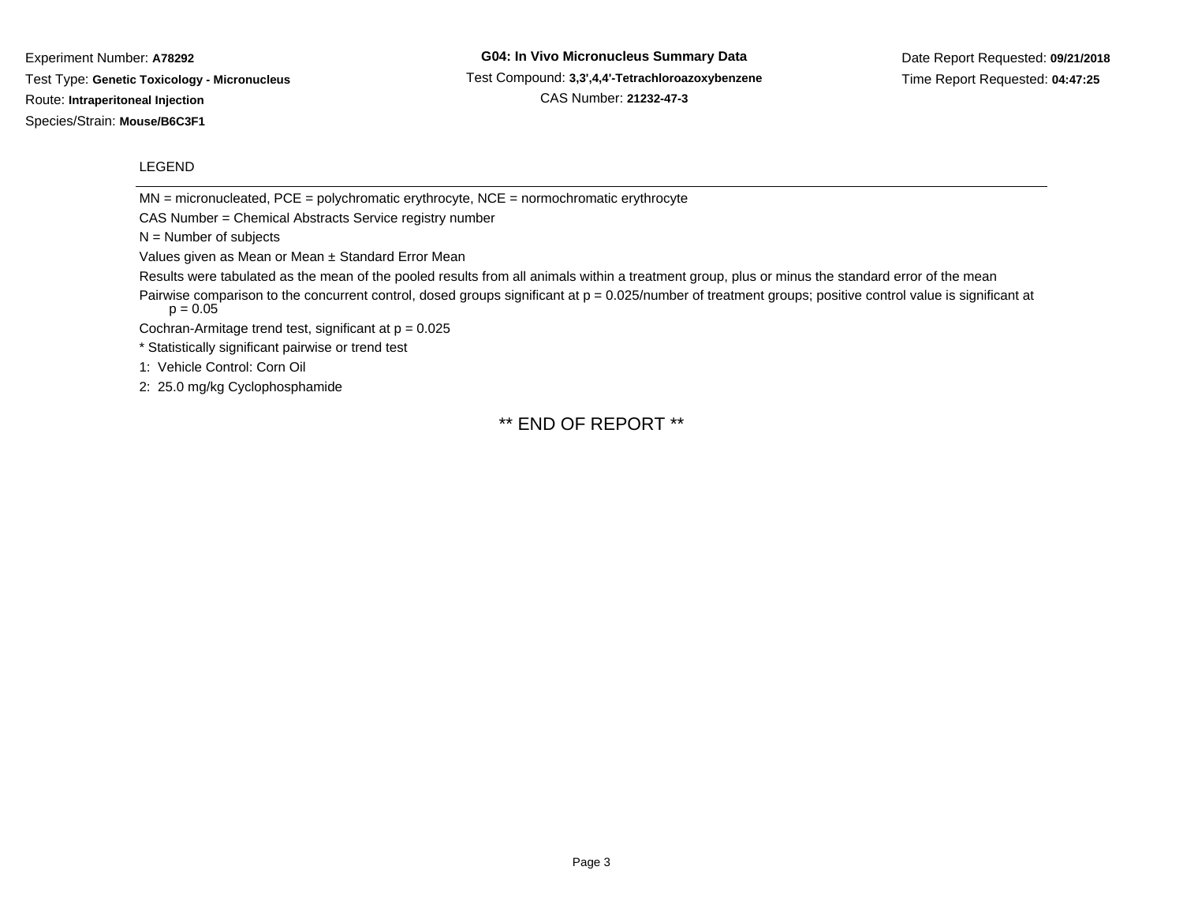Experiment Number: **A78292**

Test Type: **Genetic Toxicology - Micronucleus**

Route: **Intraperitoneal Injection**

Species/Strain: **Mouse/B6C3F1**

**G04: In Vivo Micronucleus Summary Data**

Test Compound: **3,3',4,4'-Tetrachloroazoxybenzene**

CAS Number: **21232-47-3**

Date Report Requested: **09/21/2018**

Time Report Requested: **04:47:25**

LEGEND

MN = micronucleated, PCE = polychromatic erythrocyte, NCE = normochromatic erythrocyte

CAS Number = Chemical Abstracts Service registry number

N = Number of subjects

Values given as Mean or Mean ± Standard Error Mean

Results were tabulated as the mean of the pooled results from all animals within a treatment group, plus or minus the standard error of the mean

Pairwise comparison to the concurrent control, dosed groups significant at $p = 0.025$/number of treatment groups; positive control value is significant at $p = 0.05$

Cochran-Armitage trend test, significant at $p = 0.025$

* Statistically significant pairwise or trend test

1: Vehicle Control: Corn Oil

2: 25.0 mg/kg Cyclophosphamide

** END OF REPORT **